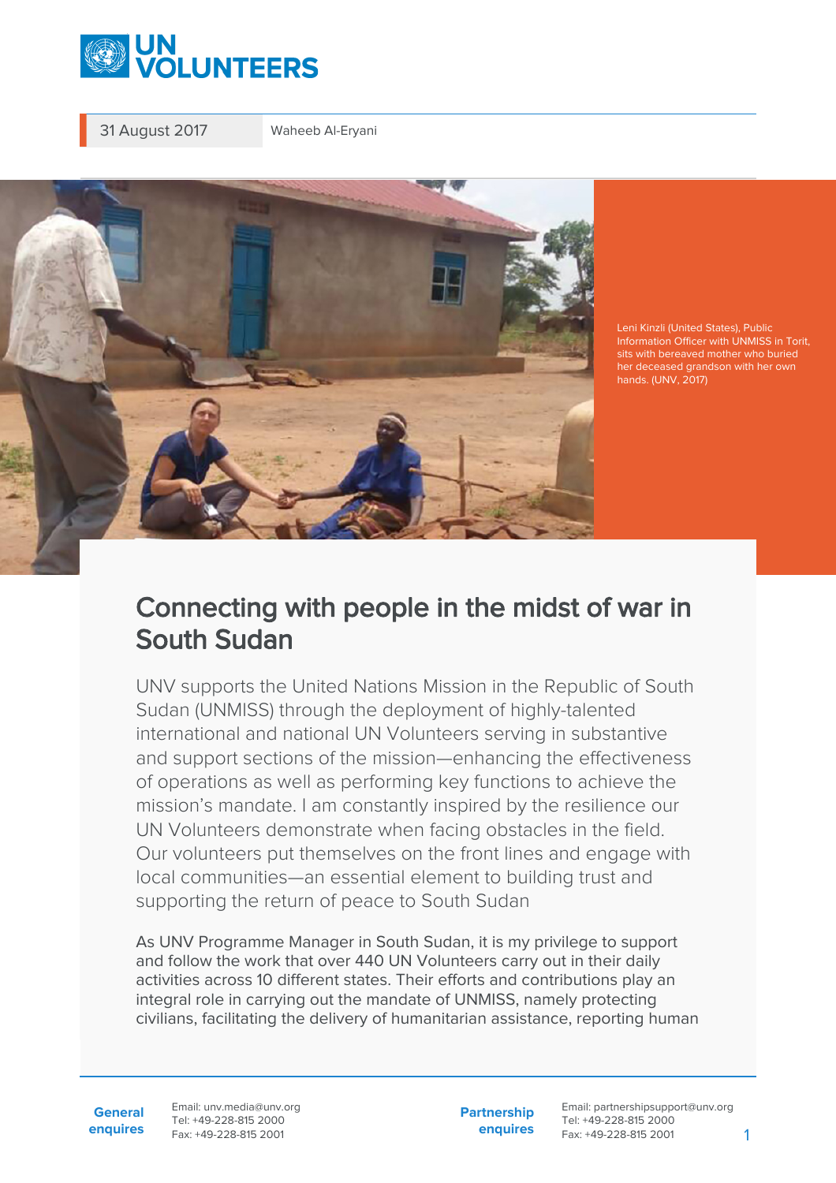31 August 2017

Waheeb Al-Eryani

Leni Kinzli (United States), Public Information Officer with UNMISS in Torit, sits with bereaved mother who buried her deceased grandson with her own hands. (UNV, 2017)

# Connecting with people in the midst of war in South Sudan

UNV supports the United Nations Mission in the Republic of South Sudan (UNMISS) through the deployment of highly-talented international and national UN Volunteers serving in substantive and support sections of the mission—enhancing the effectiveness of operations as well as performing key functions to achieve the mission's mandate. I am constantly inspired by the resilience our UN Volunteers demonstrate when facing obstacles in the field. Our volunteers put themselves on the front lines and engage with local communities—an essential element to building trust and supporting the return of peace to South Sudan

As UNV Programme Manager in South Sudan, it is my privilege to support and follow the work that over 440 UN Volunteers carry out in their daily activities across 10 different states. Their efforts and contributions play an integral role in carrying out the mandate of UNMISS, namely protecting civilians, facilitating the delivery of humanitarian assistance, reporting human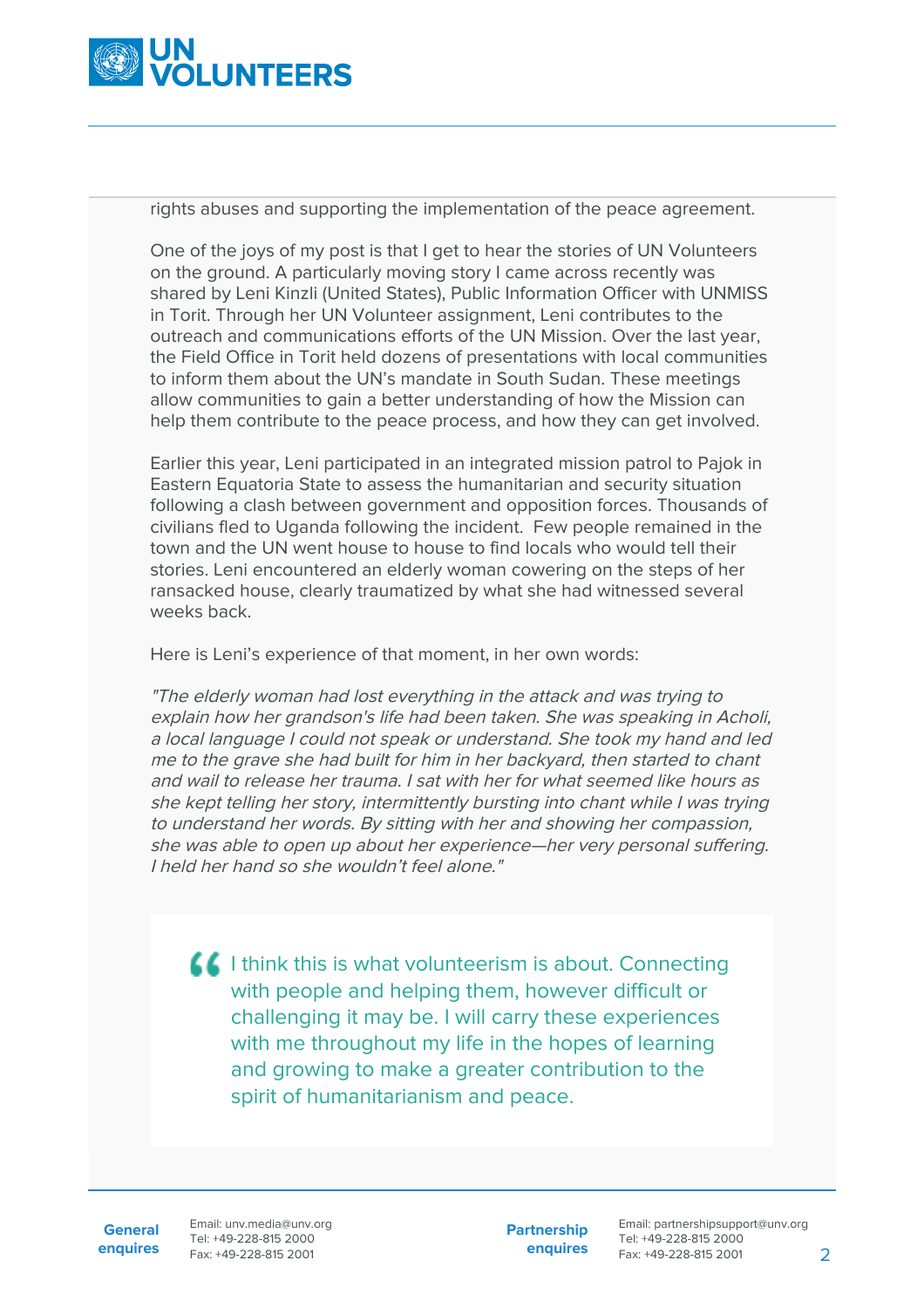rights abuses and supporting the implementation of the peace agreement.

One of the joys of my post is that I get to hear the stories of UN Volunteers on the ground. A particularly moving story I came across recently was shared by Leni Kinzli (United States), Public Information Officer with UNMISS in Torit. Through her UN Volunteer assignment, Leni contributes to the outreach and communications efforts of the UN Mission. Over the last year, the Field Office in Torit held dozens of presentations with local communities to inform them about the UN's mandate in South Sudan. These meetings allow communities to gain a better understanding of how the Mission can help them contribute to the peace process, and how they can get involved.

Earlier this year, Leni participated in an integrated mission patrol to Pajok in Eastern Equatoria State to assess the humanitarian and security situation following a clash between government and opposition forces. Thousands of civilians fled to Uganda following the incident. Few people remained in the town and the UN went house to house to find locals who would tell their stories. Leni encountered an elderly woman cowering on the steps of her ransacked house, clearly traumatized by what she had witnessed several weeks back.

Here is Leni's experience of that moment, in her own words:

*"The elderly woman had lost everything in the attack and was trying to explain how her grandson's life had been taken. She was speaking in Acholi, a local language I could not speak or understand. She took my hand and led me to the grave she had built for him in her backyard, then started to chant and wail to release her trauma. I sat with her for what seemed like hours as she kept telling her story, intermittently bursting into chant while I was trying to understand her words. By sitting with her and showing her compassion, she was able to open up about her experience—her very personal suffering. I held her hand so she wouldn't feel alone."*

> I think this is what volunteerism is about. Connecting with people and helping them, however difficult or challenging it may be. I will carry these experiences with me throughout my life in the hopes of learning and growing to make a greater contribution to the spirit of humanitarianism and peace.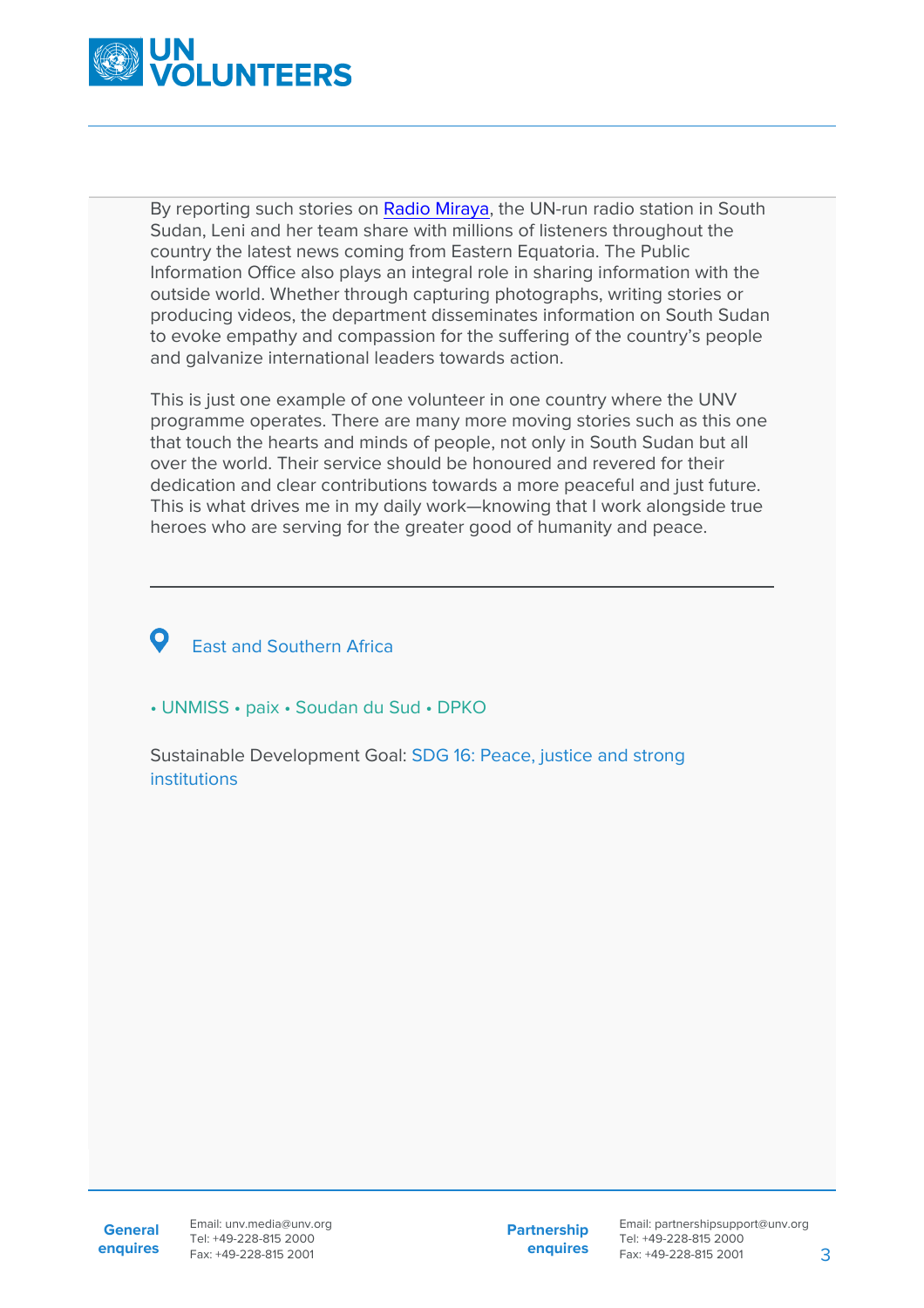By reporting such stories on [Radio Miraya](), the UN-run radio station in South Sudan, Leni and her team share with millions of listeners throughout the country the latest news coming from Eastern Equatoria. The Public Information Office also plays an integral role in sharing information with the outside world. Whether through capturing photographs, writing stories or producing videos, the department disseminates information on South Sudan to evoke empathy and compassion for the suffering of the country's people and galvanize international leaders towards action.

This is just one example of one volunteer in one country where the UNV programme operates. There are many more moving stories such as this one that touch the hearts and minds of people, not only in South Sudan but all over the world. Their service should be honoured and revered for their dedication and clear contributions towards a more peaceful and just future. This is what drives me in my daily work—knowing that I work alongside true heroes who are serving for the greater good of humanity and peace.

---

East and Southern Africa

• UNMISS • paix • Soudan du Sud • DPKO

Sustainable Development Goal: SDG 16: Peace, justice and strong institutions

**General enquires**
Email: unv.media@unv.org
Tel: +49-228-815 2000
Fax: +49-228-815 2001

**Partnership enquires**
Email: partnershipsupport@unv.org
Tel: +49-228-815 2000
Fax: +49-228-815 2001